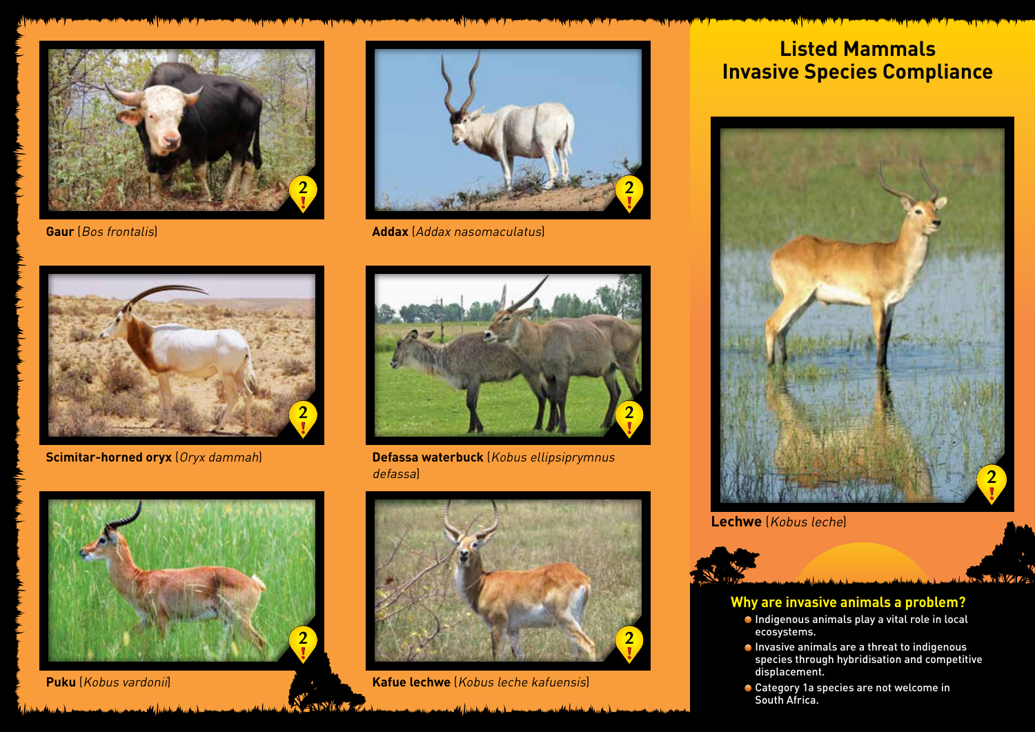## Listed Mammals Invasive Species Compliance

**Gaur** (*Bos frontalis*)

**Addax** (*Addax nasomaculatus*)

**Scimitar-horned oryx** (*Oryx dammah*)

**Defassa waterbuck** (*Kobus ellipsiprymnus defassa*)

**Puku** (*Kobus vardonii*)

**Kafue lechwe** (*Kobus leche kafuensis*)

**Lechwe** (*Kobus leche*)

### Why are invasive animals a problem?

- Indigenous animals play a vital role in local ecosystems.
- Invasive animals are a threat to indigenous species through hybridisation and competitive displacement.
- Category 1a species are not welcome in South Africa.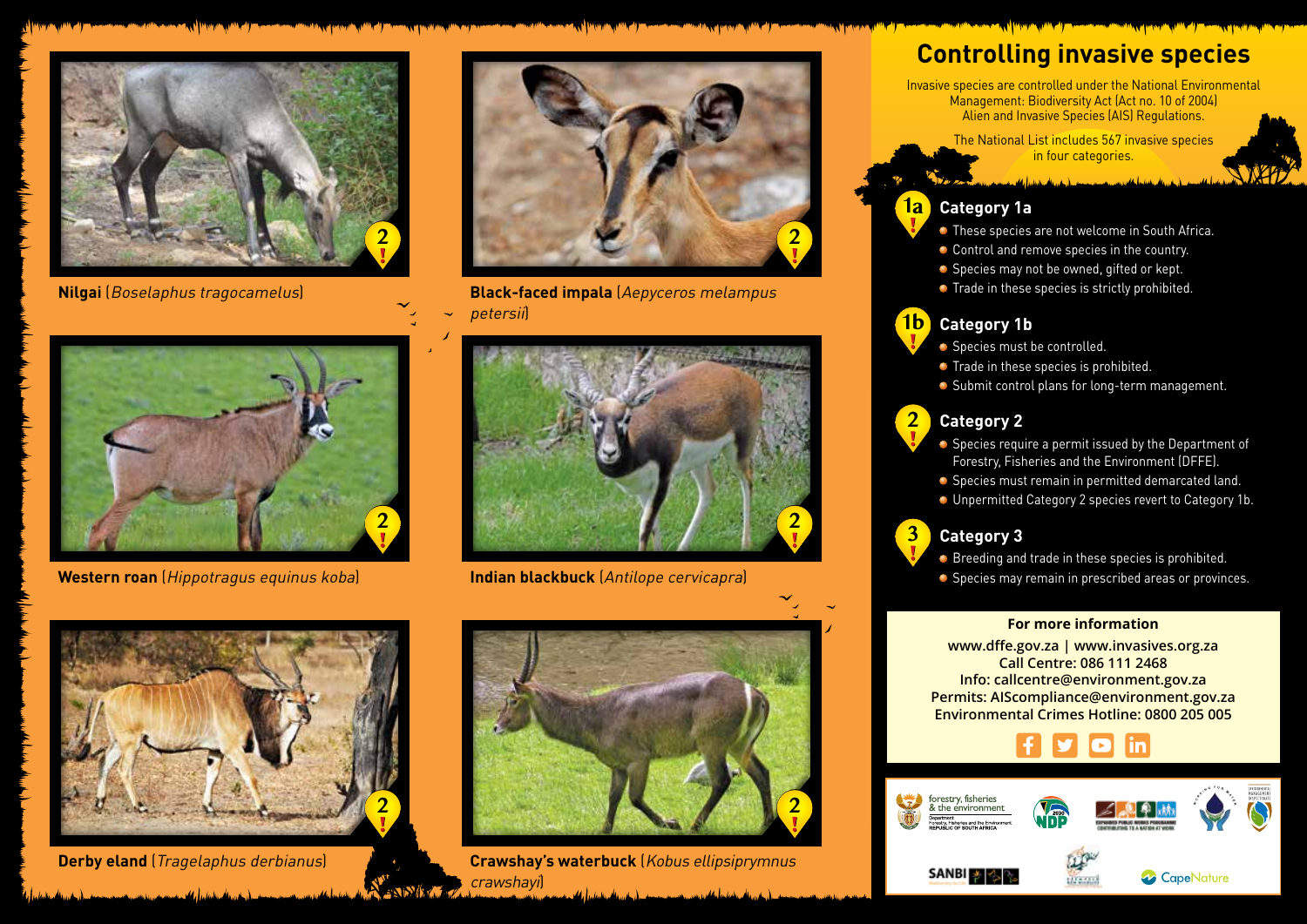**Nilgai** (*Boselaphus tragocamelus*)

**Black-faced impala** (*Aepyceros melampus petersii*)

**Western roan** (*Hippotragus equinus koba*)

**Indian blackbuck** (*Antilope cervicapra*)

**Derby eland** (*Tragelaphus derbianus*)

**Crawshay's waterbuck** (*Kobus ellipsiprymnus crawshayi*)

# Controlling invasive species

Invasive species are controlled under the National Environmental Management: Biodiversity Act (Act no. 10 of 2004) Alien and Invasive Species (AIS) Regulations.

The National List includes 567 invasive species in four categories.

## Category 1a

- These species are not welcome in South Africa.
- Control and remove species in the country.
- Species may not be owned, gifted or kept.
- Trade in these species is strictly prohibited.

## Category 1b

- Species must be controlled.
- Trade in these species is prohibited.
- Submit control plans for long-term management.

## Category 2

- Species require a permit issued by the Department of Forestry, Fisheries and the Environment (DFFE).
- Species must remain in permitted demarcated land.
- Unpermitted Category 2 species revert to Category 1b.

## Category 3

- Breeding and trade in these species is prohibited.
- Species may remain in prescribed areas or provinces.

**For more information**

**www.dffe.gov.za | www.invasives.org.za**
**Call Centre: 086 111 2468**
**Info: callcentre@environment.gov.za**
**Permits: AIScompliance@environment.gov.za**
**Environmental Crimes Hotline: 0800 205 005**